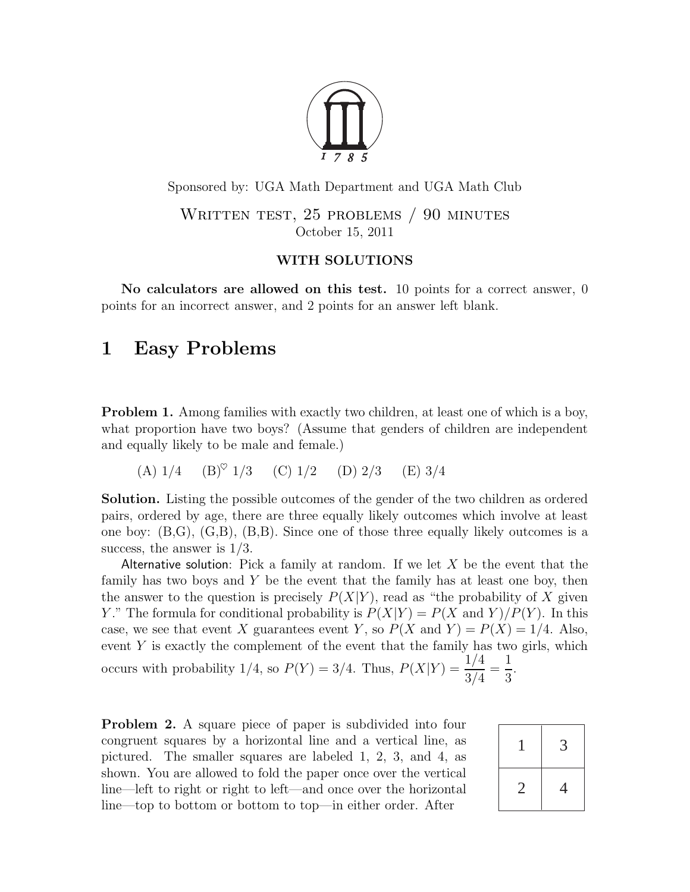Sponsored by: UGA Math Department and UGA Math Club

Written test, 25 problems / 90 minutes
October 15, 2011

**WITH SOLUTIONS**

**No calculators are allowed on this test.** 10 points for a correct answer, 0 points for an incorrect answer, and 2 points for an answer left blank.

# 1 Easy Problems

**Problem 1.** Among families with exactly two children, at least one of which is a boy, what proportion have two boys? (Assume that genders of children are independent and equally likely to be male and female.)

(A) 1/4 (B)$^{\heartsuit}$ 1/3 (C) 1/2 (D) 2/3 (E) 3/4

**Solution.** Listing the possible outcomes of the gender of the two children as ordered pairs, ordered by age, there are three equally likely outcomes which involve at least one boy: (B,G), (G,B), (B,B). Since one of those three equally likely outcomes is a success, the answer is 1/3.

Alternative solution: Pick a family at random. If we let $X$ be the event that the family has two boys and $Y$ be the event that the family has at least one boy, then the answer to the question is precisely $P(X|Y)$, read as "the probability of $X$ given $Y$." The formula for conditional probability is $P(X|Y) = P(X \text{ and } Y)/P(Y)$. In this case, we see that event $X$ guarantees event $Y$, so $P(X \text{ and } Y) = P(X) = 1/4$. Also, event $Y$ is exactly the complement of the event that the family has two girls, which occurs with probability 1/4, so $P(Y) = 3/4$. Thus, $P(X|Y) = \dfrac{1/4}{3/4} = \dfrac{1}{3}$.

**Problem 2.** A square piece of paper is subdivided into four congruent squares by a horizontal line and a vertical line, as pictured. The smaller squares are labeled 1, 2, 3, and 4, as shown. You are allowed to fold the paper once over the vertical line—left to right or right to left—and once over the horizontal line—top to bottom or bottom to top—in either order. After

| 1 | 3 |
|---|---|
| 2 | 4 |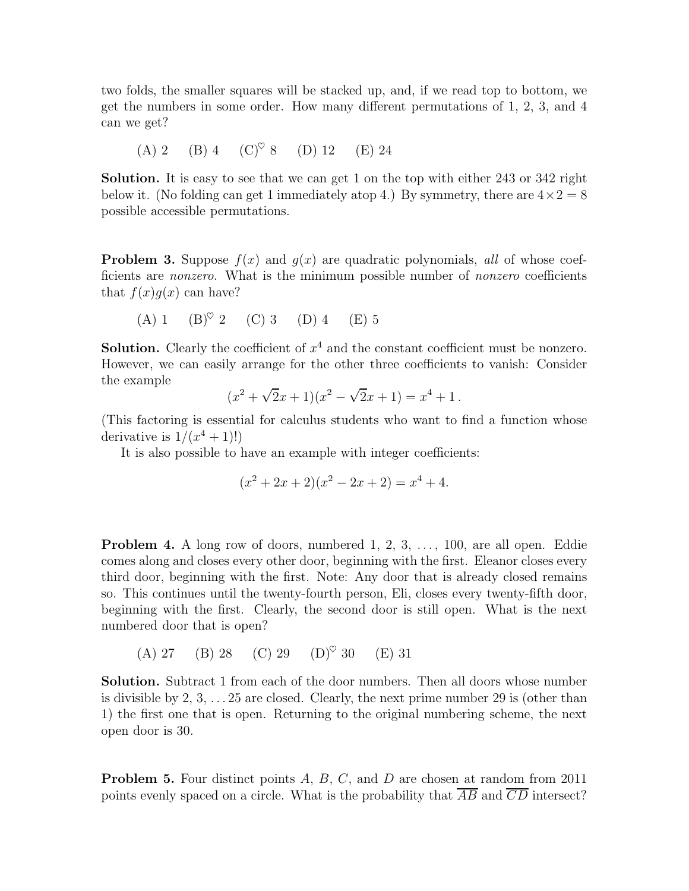two folds, the smaller squares will be stacked up, and, if we read top to bottom, we get the numbers in some order. How many different permutations of 1, 2, 3, and 4 can we get?

(A) 2  (B) 4  (C)$^\heartsuit$ 8  (D) 12  (E) 24

**Solution.** It is easy to see that we can get 1 on the top with either 243 or 342 right below it. (No folding can get 1 immediately atop 4.) By symmetry, there are $4 \times 2 = 8$ possible accessible permutations.

**Problem 3.** Suppose $f(x)$ and $g(x)$ are quadratic polynomials, *all* of whose coefficients are *nonzero*. What is the minimum possible number of *nonzero* coefficients that $f(x)g(x)$ can have?

(A) 1  (B)$^\heartsuit$ 2  (C) 3  (D) 4  (E) 5

**Solution.** Clearly the coefficient of $x^4$ and the constant coefficient must be nonzero. However, we can easily arrange for the other three coefficients to vanish: Consider the example

$$(x^2 + \sqrt{2}x + 1)(x^2 - \sqrt{2}x + 1) = x^4 + 1\,.$$

(This factoring is essential for calculus students who want to find a function whose derivative is $1/(x^4 + 1)$!)

It is also possible to have an example with integer coefficients:

$$(x^2 + 2x + 2)(x^2 - 2x + 2) = x^4 + 4.$$

**Problem 4.** A long row of doors, numbered 1, 2, 3, ..., 100, are all open. Eddie comes along and closes every other door, beginning with the first. Eleanor closes every third door, beginning with the first. Note: Any door that is already closed remains so. This continues until the twenty-fourth person, Eli, closes every twenty-fifth door, beginning with the first. Clearly, the second door is still open. What is the next numbered door that is open?

(A) 27  (B) 28  (C) 29  (D)$^\heartsuit$ 30  (E) 31

**Solution.** Subtract 1 from each of the door numbers. Then all doors whose number is divisible by 2, 3, ... 25 are closed. Clearly, the next prime number 29 is (other than 1) the first one that is open. Returning to the original numbering scheme, the next open door is 30.

**Problem 5.** Four distinct points $A$, $B$, $C$, and $D$ are chosen at random from 2011 points evenly spaced on a circle. What is the probability that $\overline{AB}$ and $\overline{CD}$ intersect?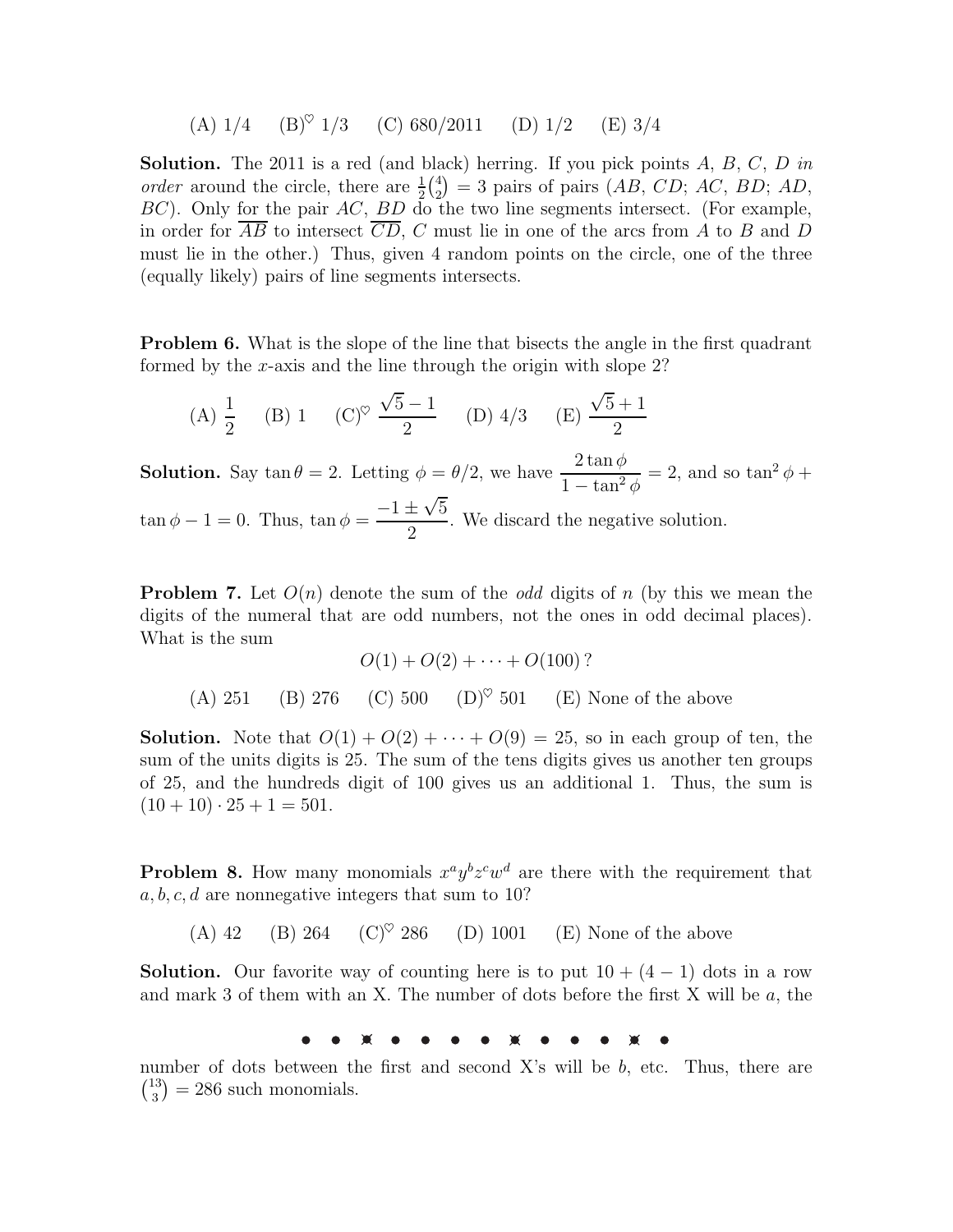(A) 1/4 (B)$^\heartsuit$ 1/3 (C) 680/2011 (D) 1/2 (E) 3/4

**Solution.** The 2011 is a red (and black) herring. If you pick points $A$, $B$, $C$, $D$ *in order* around the circle, there are $\frac{1}{2}\binom{4}{2} = 3$ pairs of pairs ($AB$, $CD$; $AC$, $BD$; $AD$, $BC$). Only for the pair $AC$, $BD$ do the two line segments intersect. (For example, in order for $\overline{AB}$ to intersect $\overline{CD}$, $C$ must lie in one of the arcs from $A$ to $B$ and $D$ must lie in the other.) Thus, given 4 random points on the circle, one of the three (equally likely) pairs of line segments intersects.

**Problem 6.** What is the slope of the line that bisects the angle in the first quadrant formed by the $x$-axis and the line through the origin with slope 2?

(A) $\dfrac{1}{2}$ (B) 1 (C)$^\heartsuit$ $\dfrac{\sqrt{5}-1}{2}$ (D) 4/3 (E) $\dfrac{\sqrt{5}+1}{2}$

**Solution.** Say $\tan\theta = 2$. Letting $\phi = \theta/2$, we have $\dfrac{2\tan\phi}{1-\tan^2\phi} = 2$, and so $\tan^2\phi + \tan\phi - 1 = 0$. Thus, $\tan\phi = \dfrac{-1\pm\sqrt{5}}{2}$. We discard the negative solution.

**Problem 7.** Let $O(n)$ denote the sum of the *odd* digits of $n$ (by this we mean the digits of the numeral that are odd numbers, not the ones in odd decimal places). What is the sum

$$O(1) + O(2) + \cdots + O(100)\,?$$

(A) 251 (B) 276 (C) 500 (D)$^\heartsuit$ 501 (E) None of the above

**Solution.** Note that $O(1) + O(2) + \cdots + O(9) = 25$, so in each group of ten, the sum of the units digits is 25. The sum of the tens digits gives us another ten groups of 25, and the hundreds digit of 100 gives us an additional 1. Thus, the sum is $(10 + 10)\cdot 25 + 1 = 501$.

**Problem 8.** How many monomials $x^a y^b z^c w^d$ are there with the requirement that $a, b, c, d$ are nonnegative integers that sum to 10?

(A) 42 (B) 264 (C)$^\heartsuit$ 286 (D) 1001 (E) None of the above

**Solution.** Our favorite way of counting here is to put $10 + (4-1)$ dots in a row and mark 3 of them with an X. The number of dots before the first X will be $a$, the

• • ⊗ • • • • • ⊗ • • • ⊗ •

number of dots between the first and second X's will be $b$, etc. Thus, there are $\binom{13}{3} = 286$ such monomials.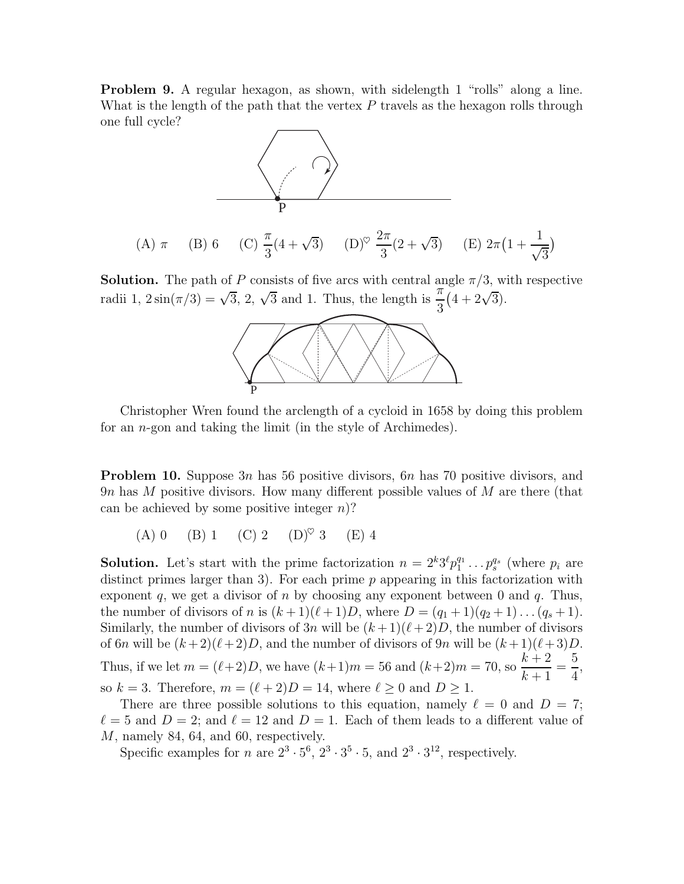**Problem 9.** A regular hexagon, as shown, with sidelength 1 "rolls" along a line. What is the length of the path that the vertex $P$ travels as the hexagon rolls through one full cycle?

(A) $\pi$ (B) 6 (C) $\frac{\pi}{3}(4+\sqrt{3})$ (D)$^\heartsuit$ $\frac{2\pi}{3}(2+\sqrt{3})$ (E) $2\pi\big(1+\frac{1}{\sqrt{3}}\big)$

**Solution.** The path of $P$ consists of five arcs with central angle $\pi/3$, with respective radii 1, $2\sin(\pi/3)=\sqrt{3}$, 2, $\sqrt{3}$ and 1. Thus, the length is $\frac{\pi}{3}\big(4+2\sqrt{3}\big)$.

Christopher Wren found the arclength of a cycloid in 1658 by doing this problem for an $n$-gon and taking the limit (in the style of Archimedes).

**Problem 10.** Suppose $3n$ has 56 positive divisors, $6n$ has 70 positive divisors, and $9n$ has $M$ positive divisors. How many different possible values of $M$ are there (that can be achieved by some positive integer $n$)?

(A) 0 (B) 1 (C) 2 (D)$^\heartsuit$ 3 (E) 4

**Solution.** Let's start with the prime factorization $n = 2^k 3^\ell p_1^{q_1} \dots p_s^{q_s}$ (where $p_i$ are distinct primes larger than 3). For each prime $p$ appearing in this factorization with exponent $q$, we get a divisor of $n$ by choosing any exponent between 0 and $q$. Thus, the number of divisors of $n$ is $(k+1)(\ell+1)D$, where $D = (q_1+1)(q_2+1)\dots(q_s+1)$. Similarly, the number of divisors of $3n$ will be $(k+1)(\ell+2)D$, the number of divisors of $6n$ will be $(k+2)(\ell+2)D$, and the number of divisors of $9n$ will be $(k+1)(\ell+3)D$. Thus, if we let $m = (\ell+2)D$, we have $(k+1)m = 56$ and $(k+2)m = 70$, so $\frac{k+2}{k+1} = \frac{5}{4}$, so $k = 3$. Therefore, $m = (\ell+2)D = 14$, where $\ell \geq 0$ and $D \geq 1$.

There are three possible solutions to this equation, namely $\ell = 0$ and $D = 7$; $\ell = 5$ and $D = 2$; and $\ell = 12$ and $D = 1$. Each of them leads to a different value of $M$, namely 84, 64, and 60, respectively.

Specific examples for $n$ are $2^3 \cdot 5^6$, $2^3 \cdot 3^5 \cdot 5$, and $2^3 \cdot 3^{12}$, respectively.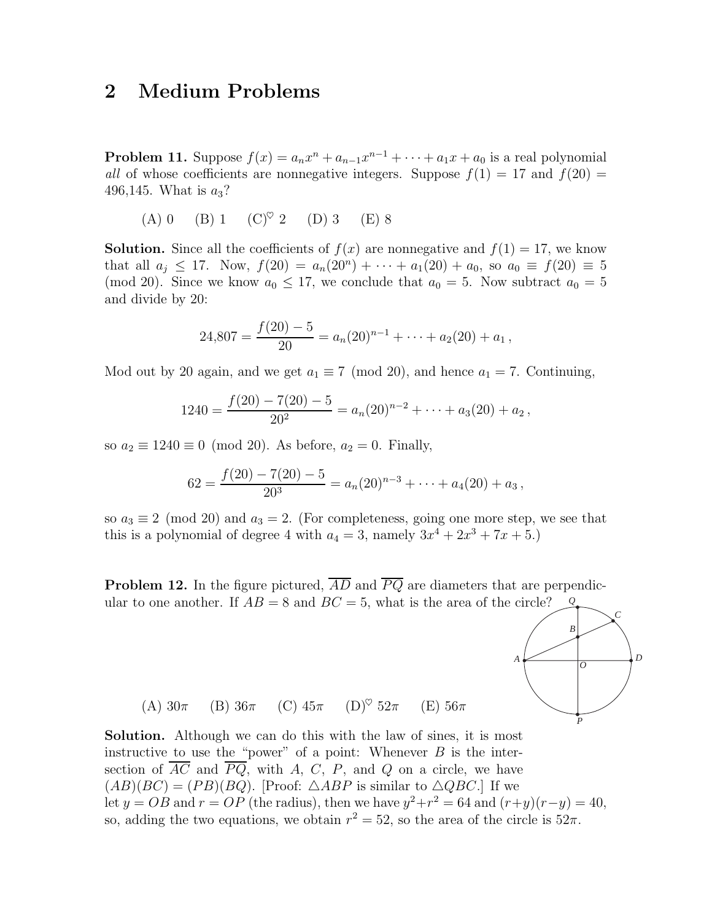## 2 Medium Problems

**Problem 11.** Suppose $f(x) = a_n x^n + a_{n-1}x^{n-1} + \cdots + a_1 x + a_0$ is a real polynomial *all* of whose coefficients are nonnegative integers. Suppose $f(1) = 17$ and $f(20) =$ 496,145. What is $a_3$?

(A) 0 (B) 1 (C)$^\heartsuit$ 2 (D) 3 (E) 8

**Solution.** Since all the coefficients of $f(x)$ are nonnegative and $f(1) = 17$, we know that all $a_j \leq 17$. Now, $f(20) = a_n(20^n) + \cdots + a_1(20) + a_0$, so $a_0 \equiv f(20) \equiv 5 \pmod{20}$. Since we know $a_0 \leq 17$, we conclude that $a_0 = 5$. Now subtract $a_0 = 5$ and divide by 20:

$$24{,}807 = \frac{f(20) - 5}{20} = a_n(20)^{n-1} + \cdots + a_2(20) + a_1\,,$$

Mod out by 20 again, and we get $a_1 \equiv 7 \pmod{20}$, and hence $a_1 = 7$. Continuing,

$$1240 = \frac{f(20) - 7(20) - 5}{20^2} = a_n(20)^{n-2} + \cdots + a_3(20) + a_2\,,$$

so $a_2 \equiv 1240 \equiv 0 \pmod{20}$. As before, $a_2 = 0$. Finally,

$$62 = \frac{f(20) - 7(20) - 5}{20^3} = a_n(20)^{n-3} + \cdots + a_4(20) + a_3\,,$$

so $a_3 \equiv 2 \pmod{20}$ and $a_3 = 2$. (For completeness, going one more step, we see that this is a polynomial of degree 4 with $a_4 = 3$, namely $3x^4 + 2x^3 + 7x + 5$.)

**Problem 12.** In the figure pictured, $\overline{AD}$ and $\overline{PQ}$ are diameters that are perpendicular to one another. If $AB = 8$ and $BC = 5$, what is the area of the circle?

(A) $30\pi$ (B) $36\pi$ (C) $45\pi$ (D)$^\heartsuit$ $52\pi$ (E) $56\pi$

**Solution.** Although we can do this with the law of sines, it is most instructive to use the "power" of a point: Whenever $B$ is the intersection of $\overline{AC}$ and $\overline{PQ}$, with $A$, $C$, $P$, and $Q$ on a circle, we have $(AB)(BC) = (PB)(BQ)$. [Proof: $\triangle ABP$ is similar to $\triangle QBC$.] If we let $y = OB$ and $r = OP$ (the radius), then we have $y^2 + r^2 = 64$ and $(r+y)(r-y) = 40$, so, adding the two equations, we obtain $r^2 = 52$, so the area of the circle is $52\pi$.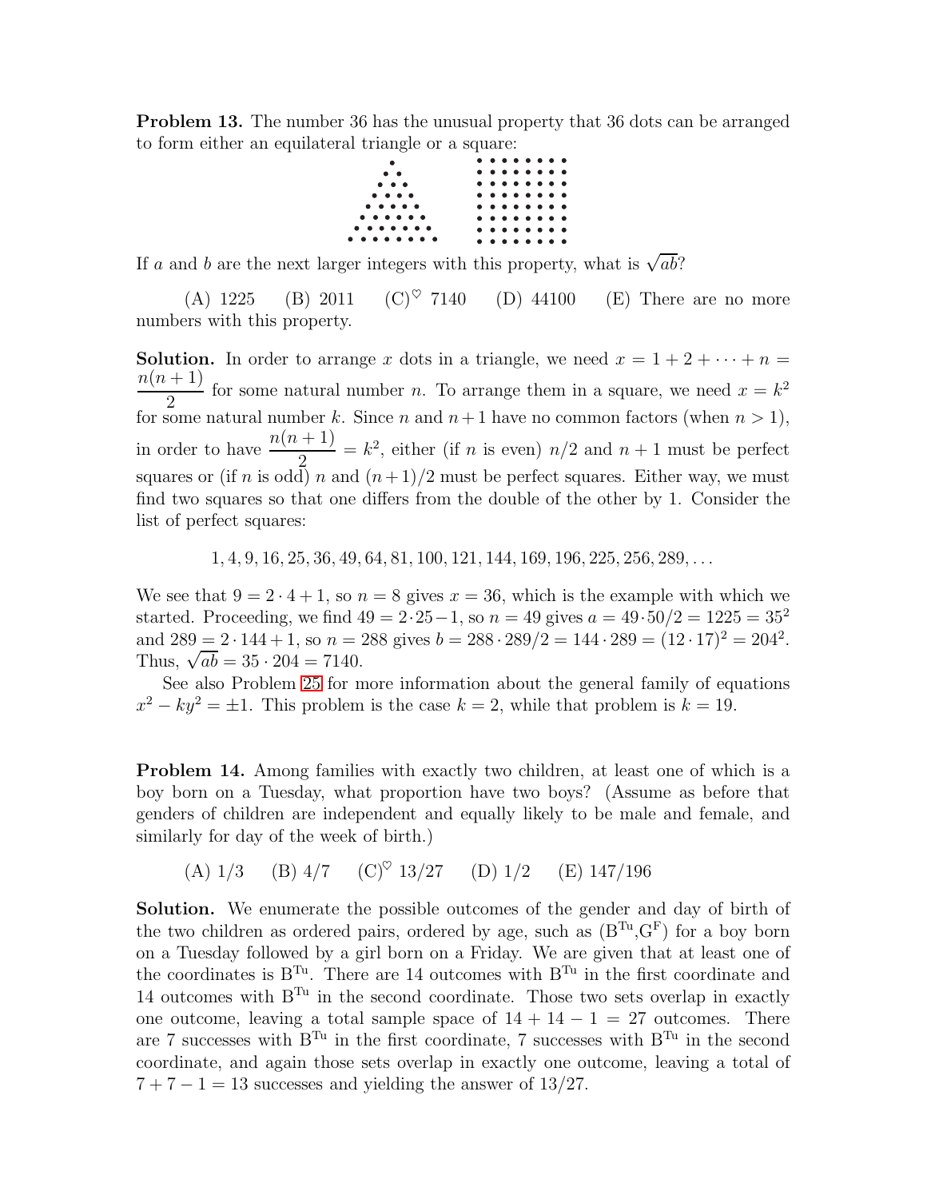**Problem 13.** The number 36 has the unusual property that 36 dots can be arranged to form either an equilateral triangle or a square:

If $a$ and $b$ are the next larger integers with this property, what is $\sqrt{ab}$?

(A) 1225 (B) 2011 (C)$^\heartsuit$ 7140 (D) 44100 (E) There are no more numbers with this property.

**Solution.** In order to arrange $x$ dots in a triangle, we need $x = 1 + 2 + \cdots + n = \dfrac{n(n+1)}{2}$ for some natural number $n$. To arrange them in a square, we need $x = k^2$ for some natural number $k$. Since $n$ and $n+1$ have no common factors (when $n > 1$), in order to have $\dfrac{n(n+1)}{2} = k^2$, either (if $n$ is even) $n/2$ and $n+1$ must be perfect squares or (if $n$ is odd) $n$ and $(n+1)/2$ must be perfect squares. Either way, we must find two squares so that one differs from the double of the other by 1. Consider the list of perfect squares:

$$1, 4, 9, 16, 25, 36, 49, 64, 81, 100, 121, 144, 169, 196, 225, 256, 289, \ldots$$

We see that $9 = 2 \cdot 4 + 1$, so $n = 8$ gives $x = 36$, which is the example with which we started. Proceeding, we find $49 = 2 \cdot 25 - 1$, so $n = 49$ gives $a = 49 \cdot 50/2 = 1225 = 35^2$ and $289 = 2 \cdot 144 + 1$, so $n = 288$ gives $b = 288 \cdot 289/2 = 144 \cdot 289 = (12 \cdot 17)^2 = 204^2$. Thus, $\sqrt{ab} = 35 \cdot 204 = 7140$.

See also Problem 25 for more information about the general family of equations $x^2 - ky^2 = \pm 1$. This problem is the case $k = 2$, while that problem is $k = 19$.

**Problem 14.** Among families with exactly two children, at least one of which is a boy born on a Tuesday, what proportion have two boys? (Assume as before that genders of children are independent and equally likely to be male and female, and similarly for day of the week of birth.)

(A) 1/3 (B) 4/7 (C)$^\heartsuit$ 13/27 (D) 1/2 (E) 147/196

**Solution.** We enumerate the possible outcomes of the gender and day of birth of the two children as ordered pairs, ordered by age, such as $(\mathrm{B}^{\mathrm{Tu}}, \mathrm{G}^{\mathrm{F}})$ for a boy born on a Tuesday followed by a girl born on a Friday. We are given that at least one of the coordinates is $\mathrm{B}^{\mathrm{Tu}}$. There are 14 outcomes with $\mathrm{B}^{\mathrm{Tu}}$ in the first coordinate and 14 outcomes with $\mathrm{B}^{\mathrm{Tu}}$ in the second coordinate. Those two sets overlap in exactly one outcome, leaving a total sample space of $14 + 14 - 1 = 27$ outcomes. There are 7 successes with $\mathrm{B}^{\mathrm{Tu}}$ in the first coordinate, 7 successes with $\mathrm{B}^{\mathrm{Tu}}$ in the second coordinate, and again those sets overlap in exactly one outcome, leaving a total of $7 + 7 - 1 = 13$ successes and yielding the answer of $13/27$.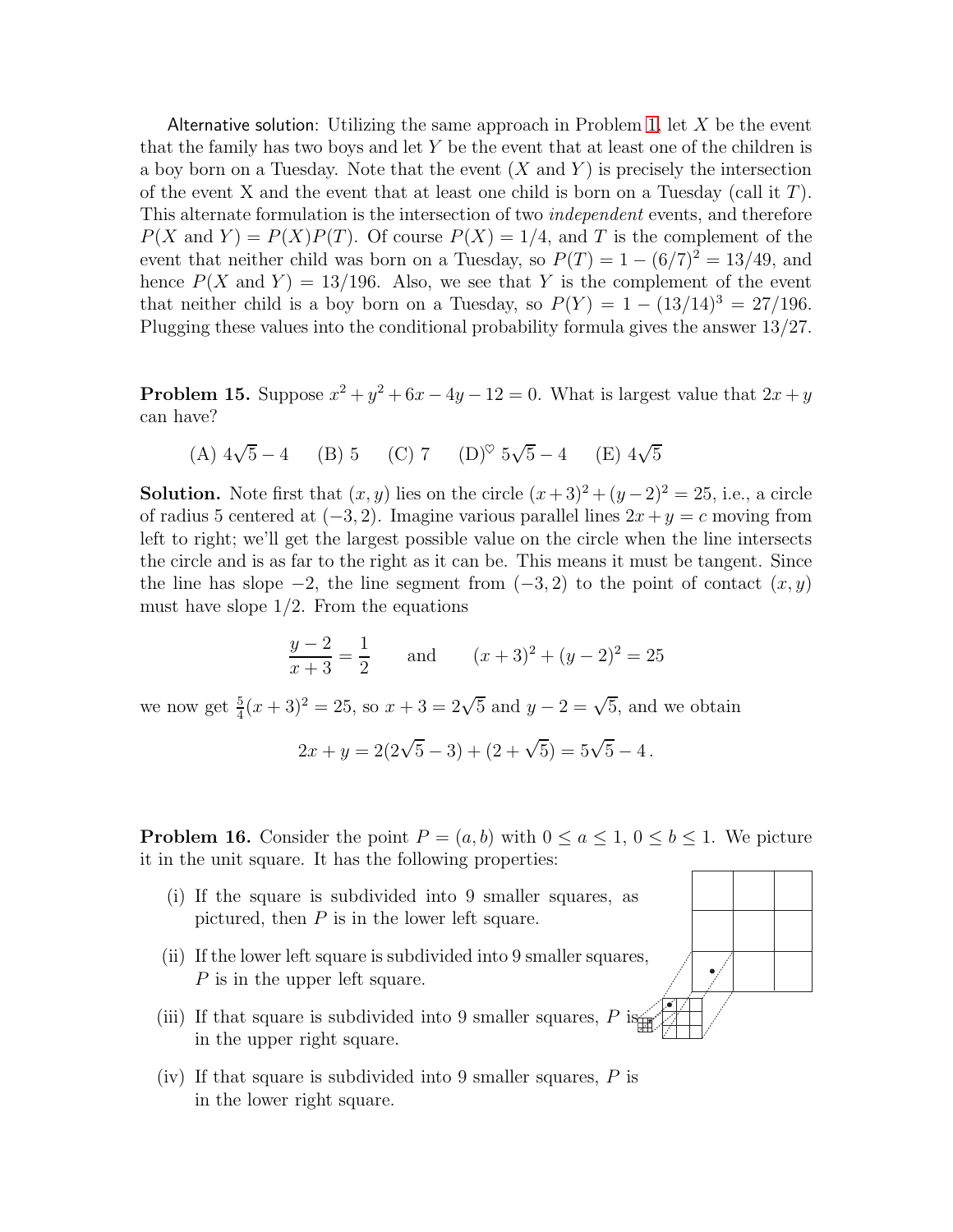Alternative solution: Utilizing the same approach in Problem 1, let $X$ be the event that the family has two boys and let $Y$ be the event that at least one of the children is a boy born on a Tuesday. Note that the event ($X$ and $Y$) is precisely the intersection of the event X and the event that at least one child is born on a Tuesday (call it $T$). This alternate formulation is the intersection of two *independent* events, and therefore $P(X \text{ and } Y) = P(X)P(T)$. Of course $P(X) = 1/4$, and $T$ is the complement of the event that neither child was born on a Tuesday, so $P(T) = 1 - (6/7)^2 = 13/49$, and hence $P(X \text{ and } Y) = 13/196$. Also, we see that $Y$ is the complement of the event that neither child is a boy born on a Tuesday, so $P(Y) = 1 - (13/14)^3 = 27/196$. Plugging these values into the conditional probability formula gives the answer 13/27.

**Problem 15.** Suppose $x^2 + y^2 + 6x - 4y - 12 = 0$. What is largest value that $2x + y$ can have?

(A) $4\sqrt{5} - 4$ (B) 5 (C) 7 (D)$^\heartsuit$ $5\sqrt{5} - 4$ (E) $4\sqrt{5}$

**Solution.** Note first that $(x, y)$ lies on the circle $(x+3)^2 + (y-2)^2 = 25$, i.e., a circle of radius 5 centered at $(-3, 2)$. Imagine various parallel lines $2x + y = c$ moving from left to right; we'll get the largest possible value on the circle when the line intersects the circle and is as far to the right as it can be. This means it must be tangent. Since the line has slope $-2$, the line segment from $(-3, 2)$ to the point of contact $(x, y)$ must have slope $1/2$. From the equations

$$\frac{y-2}{x+3} = \frac{1}{2} \qquad \text{and} \qquad (x+3)^2 + (y-2)^2 = 25$$

we now get $\frac{5}{4}(x+3)^2 = 25$, so $x + 3 = 2\sqrt{5}$ and $y - 2 = \sqrt{5}$, and we obtain

$$2x + y = 2(2\sqrt{5} - 3) + (2 + \sqrt{5}) = 5\sqrt{5} - 4\,.$$

**Problem 16.** Consider the point $P = (a, b)$ with $0 \le a \le 1$, $0 \le b \le 1$. We picture it in the unit square. It has the following properties:

(i) If the square is subdivided into 9 smaller squares, as pictured, then $P$ is in the lower left square.

(ii) If the lower left square is subdivided into 9 smaller squares, $P$ is in the upper left square.

(iii) If that square is subdivided into 9 smaller squares, $P$ is in the upper right square.

(iv) If that square is subdivided into 9 smaller squares, $P$ is in the lower right square.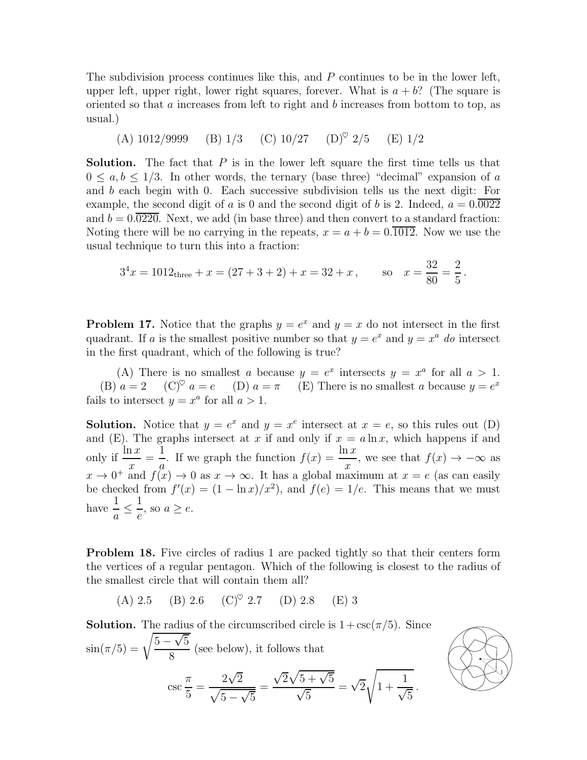The subdivision process continues like this, and $P$ continues to be in the lower left, upper left, upper right, lower right squares, forever. What is $a + b$? (The square is oriented so that $a$ increases from left to right and $b$ increases from bottom to top, as usual.)

(A) 1012/9999 (B) 1/3 (C) 10/27 (D)$^\heartsuit$ 2/5 (E) 1/2

**Solution.** The fact that $P$ is in the lower left square the first time tells us that $0 \le a, b \le 1/3$. In other words, the ternary (base three) "decimal" expansion of $a$ and $b$ each begin with 0. Each successive subdivision tells us the next digit: For example, the second digit of $a$ is 0 and the second digit of $b$ is 2. Indeed, $a = 0.\overline{0022}$ and $b = 0.\overline{0220}$. Next, we add (in base three) and then convert to a standard fraction: Noting there will be no carrying in the repeats, $x = a + b = 0.\overline{1012}$. Now we use the usual technique to turn this into a fraction:

$$3^4 x = 1012_{\text{three}} + x = (27 + 3 + 2) + x = 32 + x\,, \qquad \text{so} \quad x = \frac{32}{80} = \frac{2}{5}\,.$$

**Problem 17.** Notice that the graphs $y = e^x$ and $y = x$ do not intersect in the first quadrant. If $a$ is the smallest positive number so that $y = e^x$ and $y = x^a$ *do* intersect in the first quadrant, which of the following is true?

(A) There is no smallest $a$ because $y = e^x$ intersects $y = x^a$ for all $a > 1$. (B) $a = 2$ (C)$^\heartsuit$ $a = e$ (D) $a = \pi$ (E) There is no smallest $a$ because $y = e^x$ fails to intersect $y = x^a$ for all $a > 1$.

**Solution.** Notice that $y = e^x$ and $y = x^e$ intersect at $x = e$, so this rules out (D) and (E). The graphs intersect at $x$ if and only if $x = a \ln x$, which happens if and only if $\dfrac{\ln x}{x} = \dfrac{1}{a}$. If we graph the function $f(x) = \dfrac{\ln x}{x}$, we see that $f(x) \to -\infty$ as $x \to 0^+$ and $f(x) \to 0$ as $x \to \infty$. It has a global maximum at $x = e$ (as can easily be checked from $f'(x) = (1 - \ln x)/x^2$), and $f(e) = 1/e$. This means that we must have $\dfrac{1}{a} \le \dfrac{1}{e}$, so $a \ge e$.

**Problem 18.** Five circles of radius 1 are packed tightly so that their centers form the vertices of a regular pentagon. Which of the following is closest to the radius of the smallest circle that will contain them all?

(A) 2.5 (B) 2.6 (C)$^\heartsuit$ 2.7 (D) 2.8 (E) 3

**Solution.** The radius of the circumscribed circle is $1 + \csc(\pi/5)$. Since $\sin(\pi/5) = \sqrt{\dfrac{5 - \sqrt{5}}{8}}$ (see below), it follows that

$$\csc\frac{\pi}{5} = \frac{2\sqrt{2}}{\sqrt{5 - \sqrt{5}}} = \frac{\sqrt{2}\sqrt{5 + \sqrt{5}}}{\sqrt{5}} = \sqrt{2}\sqrt{1 + \frac{1}{\sqrt{5}}}\,.$$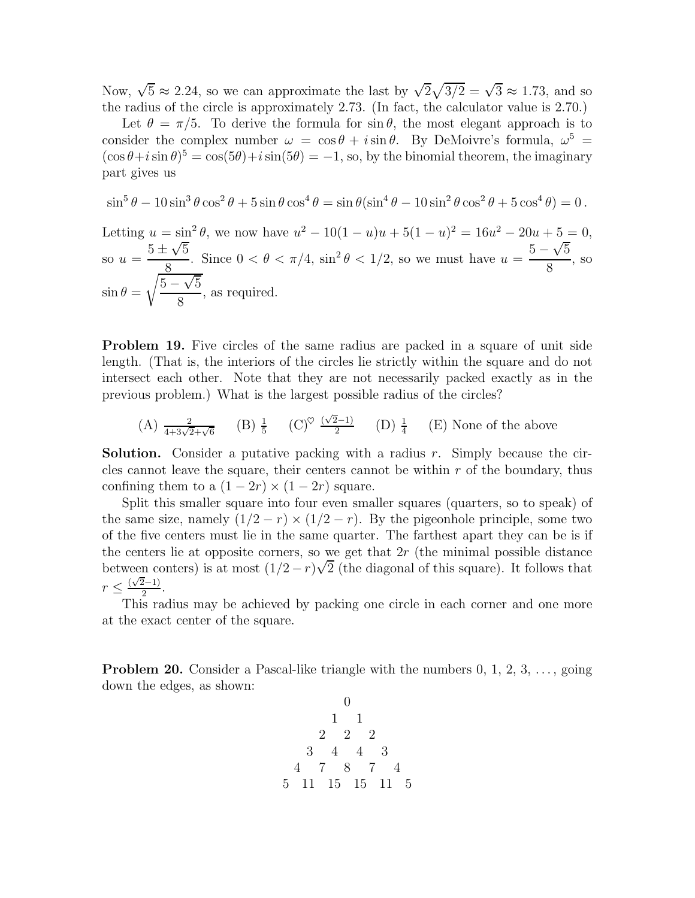Now, $\sqrt{5} \approx 2.24$, so we can approximate the last by $\sqrt{2}\sqrt{3/2} = \sqrt{3} \approx 1.73$, and so the radius of the circle is approximately 2.73. (In fact, the calculator value is 2.70.)

Let $\theta = \pi/5$. To derive the formula for $\sin\theta$, the most elegant approach is to consider the complex number $\omega = \cos\theta + i\sin\theta$. By DeMoivre's formula, $\omega^5 = (\cos\theta + i\sin\theta)^5 = \cos(5\theta) + i\sin(5\theta) = -1$, so, by the binomial theorem, the imaginary part gives us

$$\sin^5\theta - 10\sin^3\theta\cos^2\theta + 5\sin\theta\cos^4\theta = \sin\theta(\sin^4\theta - 10\sin^2\theta\cos^2\theta + 5\cos^4\theta) = 0\,.$$

Letting $u = \sin^2\theta$, we now have $u^2 - 10(1-u)u + 5(1-u)^2 = 16u^2 - 20u + 5 = 0$, so $u = \dfrac{5 \pm \sqrt{5}}{8}$. Since $0 < \theta < \pi/4$, $\sin^2\theta < 1/2$, so we must have $u = \dfrac{5-\sqrt{5}}{8}$, so $\sin\theta = \sqrt{\dfrac{5-\sqrt{5}}{8}}$, as required.

**Problem 19.** Five circles of the same radius are packed in a square of unit side length. (That is, the interiors of the circles lie strictly within the square and do not intersect each other. Note that they are not necessarily packed exactly as in the previous problem.) What is the largest possible radius of the circles?

(A) $\frac{2}{4+3\sqrt{2}+\sqrt{6}}$ (B) $\frac{1}{5}$ (C)$^\heartsuit$ $\frac{(\sqrt{2}-1)}{2}$ (D) $\frac{1}{4}$ (E) None of the above

**Solution.** Consider a putative packing with a radius $r$. Simply because the circles cannot leave the square, their centers cannot be within $r$ of the boundary, thus confining them to a $(1-2r) \times (1-2r)$ square.

Split this smaller square into four even smaller squares (quarters, so to speak) of the same size, namely $(1/2 - r) \times (1/2 - r)$. By the pigeonhole principle, some two of the five centers must lie in the same quarter. The farthest apart they can be is if the centers lie at opposite corners, so we get that $2r$ (the minimal possible distance between conters) is at most $(1/2 - r)\sqrt{2}$ (the diagonal of this square). It follows that $r \leq \frac{(\sqrt{2}-1)}{2}$.

This radius may be achieved by packing one circle in each corner and one more at the exact center of the square.

**Problem 20.** Consider a Pascal-like triangle with the numbers 0, 1, 2, 3, ..., going down the edges, as shown:

```
          0
        1   1
      2   2   2
    3   4   4   3
  4   7   8   7   4
5  11  15  15  11   5
```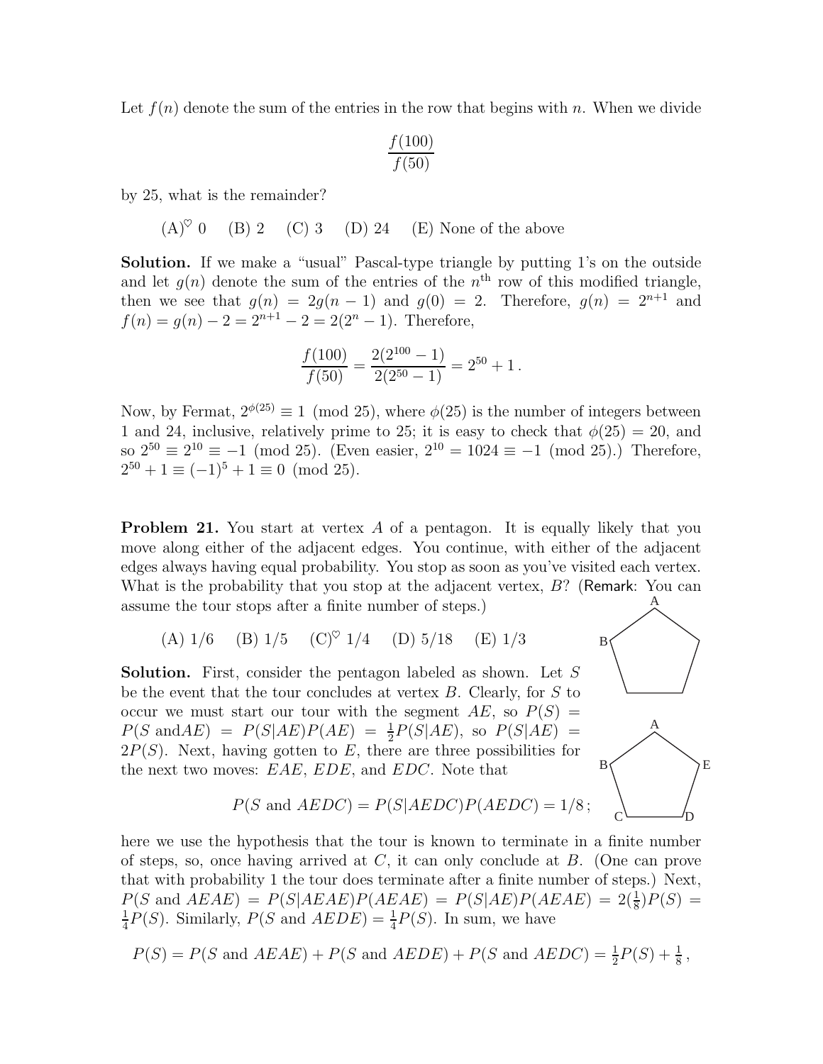Let $f(n)$ denote the sum of the entries in the row that begins with $n$. When we divide

$$\frac{f(100)}{f(50)}$$

by 25, what is the remainder?

(A)$^{\heartsuit}$ 0 (B) 2 (C) 3 (D) 24 (E) None of the above

**Solution.** If we make a "usual" Pascal-type triangle by putting 1's on the outside and let $g(n)$ denote the sum of the entries of the $n^{\text{th}}$ row of this modified triangle, then we see that $g(n) = 2g(n-1)$ and $g(0) = 2$. Therefore, $g(n) = 2^{n+1}$ and $f(n) = g(n) - 2 = 2^{n+1} - 2 = 2(2^n - 1)$. Therefore,

$$\frac{f(100)}{f(50)} = \frac{2(2^{100}-1)}{2(2^{50}-1)} = 2^{50} + 1\,.$$

Now, by Fermat, $2^{\phi(25)} \equiv 1 \pmod{25}$, where $\phi(25)$ is the number of integers between 1 and 24, inclusive, relatively prime to 25; it is easy to check that $\phi(25) = 20$, and so $2^{50} \equiv 2^{10} \equiv -1 \pmod{25}$. (Even easier, $2^{10} = 1024 \equiv -1 \pmod{25}$.) Therefore, $2^{50} + 1 \equiv (-1)^5 + 1 \equiv 0 \pmod{25}$.

**Problem 21.** You start at vertex $A$ of a pentagon. It is equally likely that you move along either of the adjacent edges. You continue, with either of the adjacent edges always having equal probability. You stop as soon as you've visited each vertex. What is the probability that you stop at the adjacent vertex, $B$? (Remark: You can assume the tour stops after a finite number of steps.)

(A) 1/6 (B) 1/5 (C)$^{\heartsuit}$ 1/4 (D) 5/18 (E) 1/3

**Solution.** First, consider the pentagon labeled as shown. Let $S$ be the event that the tour concludes at vertex $B$. Clearly, for $S$ to occur we must start our tour with the segment $AE$, so $P(S) = P(S \text{ and} AE) = P(S|AE)P(AE) = \frac{1}{2}P(S|AE)$, so $P(S|AE) = 2P(S)$. Next, having gotten to $E$, there are three possibilities for the next two moves: $EAE$, $EDE$, and $EDC$. Note that

$$P(S \text{ and } AEDC) = P(S|AEDC)P(AEDC) = 1/8\,;$$

here we use the hypothesis that the tour is known to terminate in a finite number of steps, so, once having arrived at $C$, it can only conclude at $B$. (One can prove that with probability 1 the tour does terminate after a finite number of steps.) Next, $P(S \text{ and } AEAE) = P(S|AEAE)P(AEAE) = P(S|AE)P(AEAE) = 2(\frac{1}{8})P(S) = \frac{1}{4}P(S)$. Similarly, $P(S \text{ and } AEDE) = \frac{1}{4}P(S)$. In sum, we have

$$P(S) = P(S \text{ and } AEAE) + P(S \text{ and } AEDE) + P(S \text{ and } AEDC) = \tfrac{1}{2}P(S) + \tfrac{1}{8}\,,$$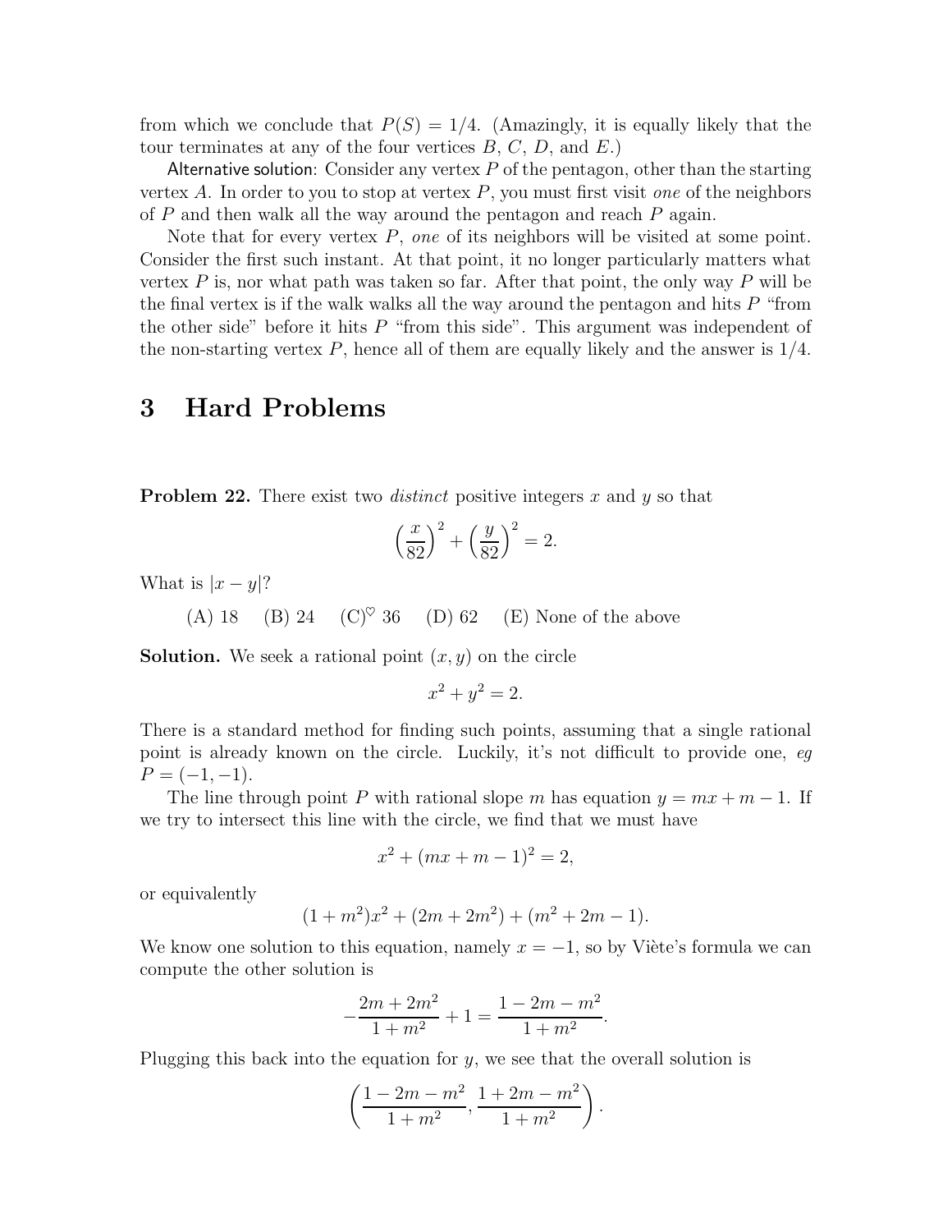from which we conclude that $P(S) = 1/4$. (Amazingly, it is equally likely that the tour terminates at any of the four vertices $B$, $C$, $D$, and $E$.)

Alternative solution: Consider any vertex $P$ of the pentagon, other than the starting vertex $A$. In order to you to stop at vertex $P$, you must first visit *one* of the neighbors of $P$ and then walk all the way around the pentagon and reach $P$ again.

Note that for every vertex $P$, *one* of its neighbors will be visited at some point. Consider the first such instant. At that point, it no longer particularly matters what vertex $P$ is, nor what path was taken so far. After that point, the only way $P$ will be the final vertex is if the walk walks all the way around the pentagon and hits $P$ "from the other side" before it hits $P$ "from this side". This argument was independent of the non-starting vertex $P$, hence all of them are equally likely and the answer is $1/4$.

# 3 Hard Problems

**Problem 22.** There exist two *distinct* positive integers $x$ and $y$ so that

$$\left(\frac{x}{82}\right)^2 + \left(\frac{y}{82}\right)^2 = 2.$$

What is $|x - y|$?

(A) 18 (B) 24 (C)$^\heartsuit$ 36 (D) 62 (E) None of the above

**Solution.** We seek a rational point $(x, y)$ on the circle

$$x^2 + y^2 = 2.$$

There is a standard method for finding such points, assuming that a single rational point is already known on the circle. Luckily, it's not difficult to provide one, *eg* $P = (-1, -1)$.

The line through point $P$ with rational slope $m$ has equation $y = mx + m - 1$. If we try to intersect this line with the circle, we find that we must have

$$x^2 + (mx + m - 1)^2 = 2,$$

or equivalently

$$(1 + m^2)x^2 + (2m + 2m^2) + (m^2 + 2m - 1).$$

We know one solution to this equation, namely $x = -1$, so by Viète's formula we can compute the other solution is

$$-\frac{2m + 2m^2}{1 + m^2} + 1 = \frac{1 - 2m - m^2}{1 + m^2}.$$

Plugging this back into the equation for $y$, we see that the overall solution is

$$\left(\frac{1 - 2m - m^2}{1 + m^2}, \frac{1 + 2m - m^2}{1 + m^2}\right).$$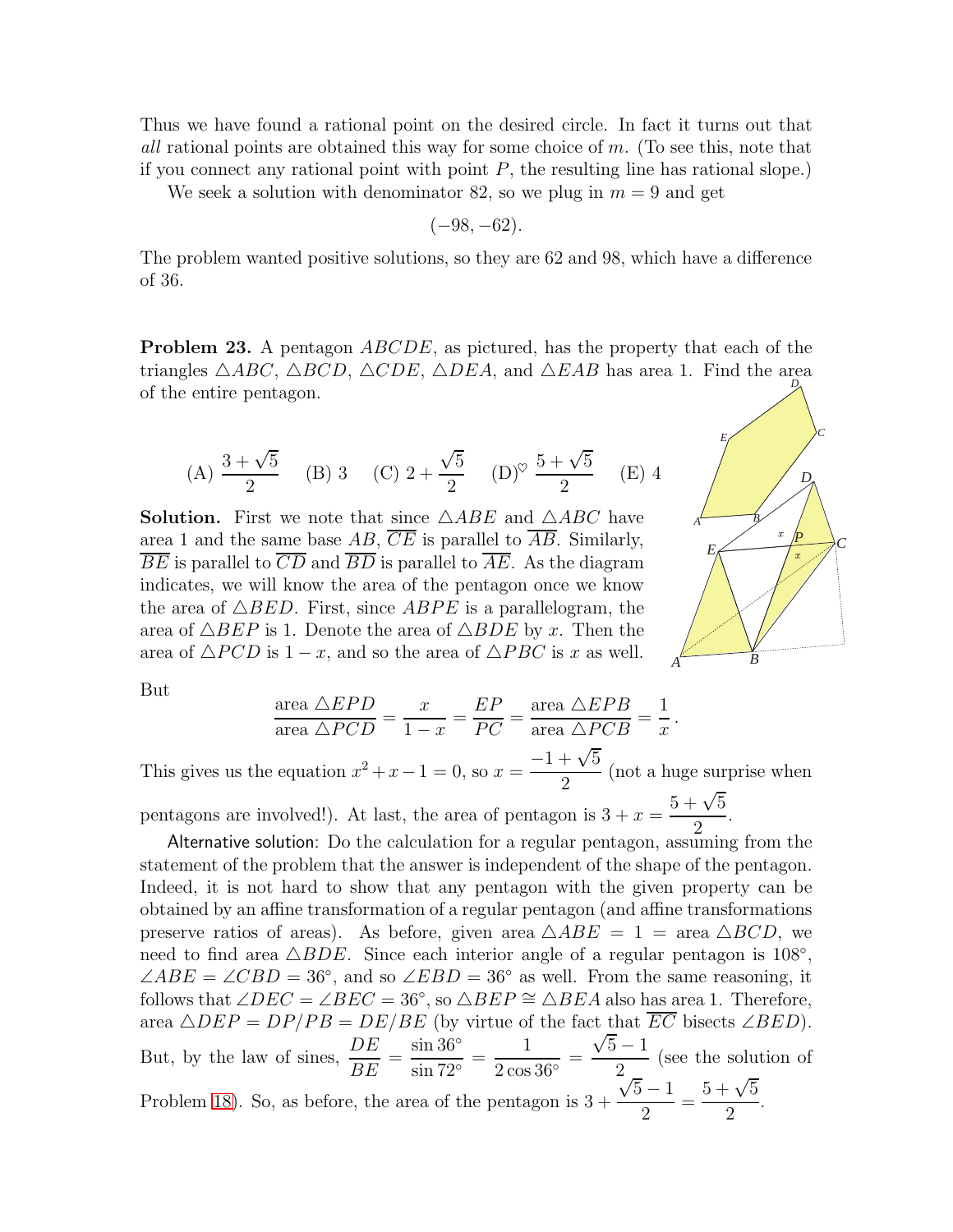Thus we have found a rational point on the desired circle. In fact it turns out that *all* rational points are obtained this way for some choice of $m$. (To see this, note that if you connect any rational point with point $P$, the resulting line has rational slope.)

We seek a solution with denominator 82, so we plug in $m = 9$ and get

$$(-98, -62).$$

The problem wanted positive solutions, so they are 62 and 98, which have a difference of 36.

**Problem 23.** A pentagon $ABCDE$, as pictured, has the property that each of the triangles $\triangle ABC$, $\triangle BCD$, $\triangle CDE$, $\triangle DEA$, and $\triangle EAB$ has area 1. Find the area of the entire pentagon.

(A) $\dfrac{3+\sqrt{5}}{2}$ (B) 3 (C) $2+\dfrac{\sqrt{5}}{2}$ (D)$^\heartsuit$ $\dfrac{5+\sqrt{5}}{2}$ (E) 4

**Solution.** First we note that since $\triangle ABE$ and $\triangle ABC$ have area 1 and the same base $AB$, $\overline{CE}$ is parallel to $\overline{AB}$. Similarly, $\overline{BE}$ is parallel to $\overline{CD}$ and $\overline{BD}$ is parallel to $\overline{AE}$. As the diagram indicates, we will know the area of the pentagon once we know the area of $\triangle BED$. First, since $ABPE$ is a parallelogram, the area of $\triangle BEP$ is 1. Denote the area of $\triangle BDE$ by $x$. Then the area of $\triangle PCD$ is $1-x$, and so the area of $\triangle PBC$ is $x$ as well.

But

$$\frac{\text{area } \triangle EPD}{\text{area } \triangle PCD} = \frac{x}{1-x} = \frac{EP}{PC} = \frac{\text{area } \triangle EPB}{\text{area } \triangle PCB} = \frac{1}{x}.$$

This gives us the equation $x^2 + x - 1 = 0$, so $x = \dfrac{-1+\sqrt{5}}{2}$ (not a huge surprise when pentagons are involved!). At last, the area of pentagon is $3 + x = \dfrac{5+\sqrt{5}}{2}$.

Alternative solution: Do the calculation for a regular pentagon, assuming from the statement of the problem that the answer is independent of the shape of the pentagon. Indeed, it is not hard to show that any pentagon with the given property can be obtained by an affine transformation of a regular pentagon (and affine transformations preserve ratios of areas). As before, given area $\triangle ABE = 1 =$ area $\triangle BCD$, we need to find area $\triangle BDE$. Since each interior angle of a regular pentagon is $108^\circ$, $\angle ABE = \angle CBD = 36^\circ$, and so $\angle EBD = 36^\circ$ as well. From the same reasoning, it follows that $\angle DEC = \angle BEC = 36^\circ$, so $\triangle BEP \cong \triangle BEA$ also has area 1. Therefore, area $\triangle DEP = DP/PB = DE/BE$ (by virtue of the fact that $\overline{EC}$ bisects $\angle BED$). But, by the law of sines, $\dfrac{DE}{BE} = \dfrac{\sin 36^\circ}{\sin 72^\circ} = \dfrac{1}{2\cos 36^\circ} = \dfrac{\sqrt{5}-1}{2}$ (see the solution of Problem 18). So, as before, the area of the pentagon is $3 + \dfrac{\sqrt{5}-1}{2} = \dfrac{5+\sqrt{5}}{2}$.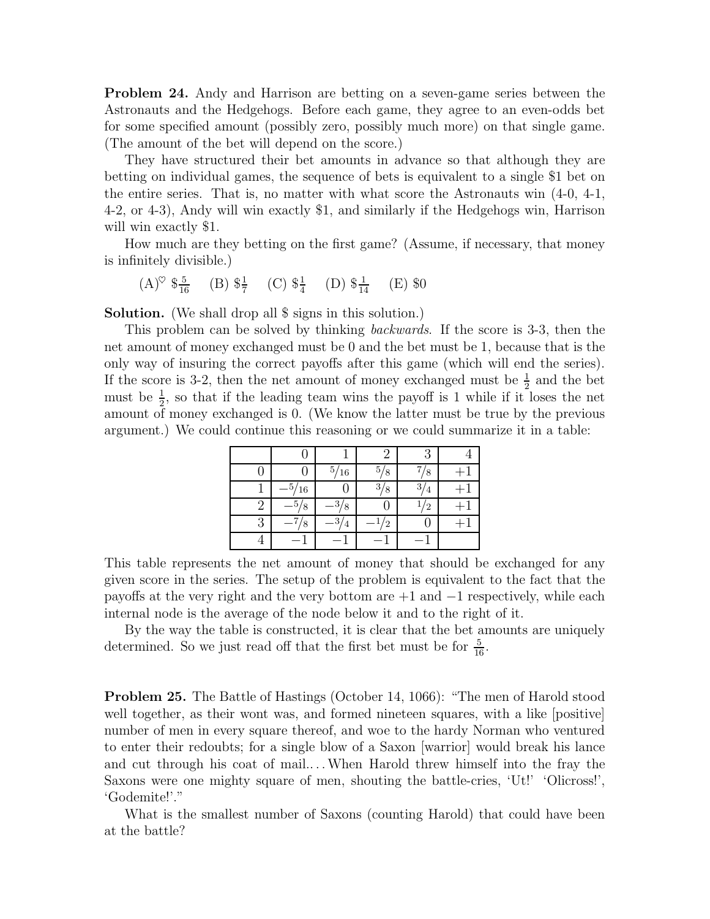**Problem 24.** Andy and Harrison are betting on a seven-game series between the Astronauts and the Hedgehogs. Before each game, they agree to an even-odds bet for some specified amount (possibly zero, possibly much more) on that single game. (The amount of the bet will depend on the score.)

They have structured their bet amounts in advance so that although they are betting on individual games, the sequence of bets is equivalent to a single \$1 bet on the entire series. That is, no matter with what score the Astronauts win (4-0, 4-1, 4-2, or 4-3), Andy will win exactly \$1, and similarly if the Hedgehogs win, Harrison will win exactly \$1.

How much are they betting on the first game? (Assume, if necessary, that money is infinitely divisible.)

(A)$^\heartsuit$ $\$\frac{5}{16}$ (B) $\$\frac{1}{7}$ (C) $\$\frac{1}{4}$ (D) $\$\frac{1}{14}$ (E) \$0

**Solution.** (We shall drop all \$ signs in this solution.)

This problem can be solved by thinking *backwards*. If the score is 3-3, then the net amount of money exchanged must be 0 and the bet must be 1, because that is the only way of insuring the correct payoffs after this game (which will end the series). If the score is 3-2, then the net amount of money exchanged must be $\frac{1}{2}$ and the bet must be $\frac{1}{2}$, so that if the leading team wins the payoff is 1 while if it loses the net amount of money exchanged is 0. (We know the latter must be true by the previous argument.) We could continue this reasoning or we could summarize it in a table:

| | 0 | 1 | 2 | 3 | 4 |
|---|---|---|---|---|---|
| 0 | 0 | $5/16$ | $5/8$ | $7/8$ | $+1$ |
| 1 | $-5/16$ | 0 | $3/8$ | $3/4$ | $+1$ |
| 2 | $-5/8$ | $-3/8$ | 0 | $1/2$ | $+1$ |
| 3 | $-7/8$ | $-3/4$ | $-1/2$ | 0 | $+1$ |
| 4 | $-1$ | $-1$ | $-1$ | $-1$ | |

This table represents the net amount of money that should be exchanged for any given score in the series. The setup of the problem is equivalent to the fact that the payoffs at the very right and the very bottom are $+1$ and $-1$ respectively, while each internal node is the average of the node below it and to the right of it.

By the way the table is constructed, it is clear that the bet amounts are uniquely determined. So we just read off that the first bet must be for $\frac{5}{16}$.

**Problem 25.** The Battle of Hastings (October 14, 1066): "The men of Harold stood well together, as their wont was, and formed nineteen squares, with a like [positive] number of men in every square thereof, and woe to the hardy Norman who ventured to enter their redoubts; for a single blow of a Saxon [warrior] would break his lance and cut through his coat of mail.... When Harold threw himself into the fray the Saxons were one mighty square of men, shouting the battle-cries, 'Ut!' 'Olicross!', 'Godemite!'."

What is the smallest number of Saxons (counting Harold) that could have been at the battle?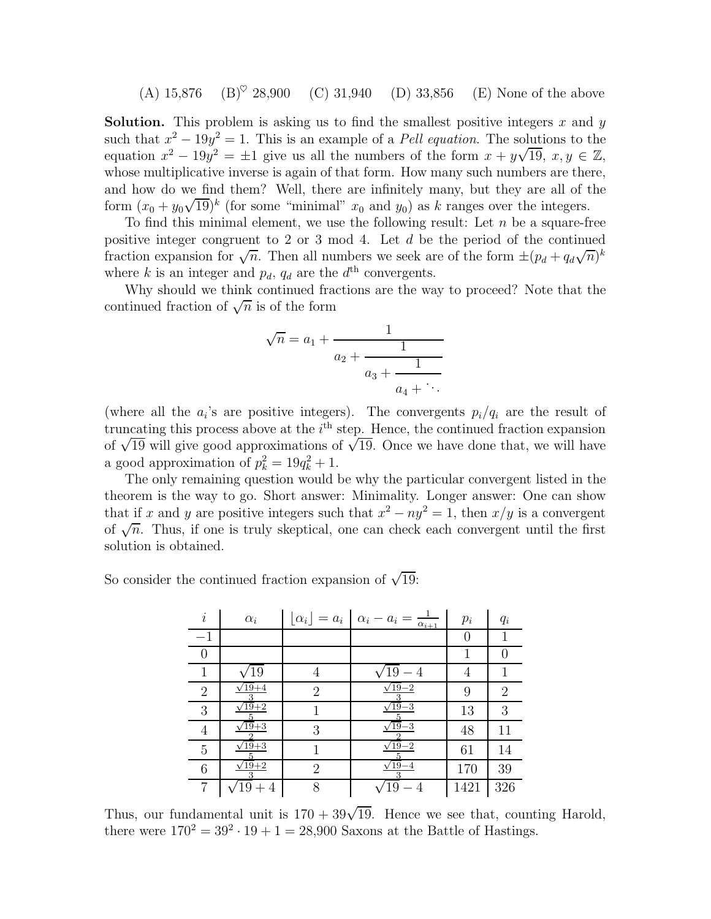(A) 15,876 (B)$^\heartsuit$ 28,900 (C) 31,940 (D) 33,856 (E) None of the above

**Solution.** This problem is asking us to find the smallest positive integers $x$ and $y$ such that $x^2 - 19y^2 = 1$. This is an example of a *Pell equation.* The solutions to the equation $x^2 - 19y^2 = \pm 1$ give us all the numbers of the form $x + y\sqrt{19}$, $x, y \in \mathbb{Z}$, whose multiplicative inverse is again of that form. How many such numbers are there, and how do we find them? Well, there are infinitely many, but they are all of the form $(x_0 + y_0\sqrt{19})^k$ (for some "minimal" $x_0$ and $y_0$) as $k$ ranges over the integers.

To find this minimal element, we use the following result: Let $n$ be a square-free positive integer congruent to 2 or 3 mod 4. Let $d$ be the period of the continued fraction expansion for $\sqrt{n}$. Then all numbers we seek are of the form $\pm(p_d + q_d\sqrt{n})^k$ where $k$ is an integer and $p_d$, $q_d$ are the $d^{\text{th}}$ convergents.

Why should we think continued fractions are the way to proceed? Note that the continued fraction of $\sqrt{n}$ is of the form

$$\sqrt{n} = a_1 + \cfrac{1}{a_2 + \cfrac{1}{a_3 + \cfrac{1}{a_4 + \ddots}}}$$

(where all the $a_i$'s are positive integers). The convergents $p_i/q_i$ are the result of truncating this process above at the $i^{\text{th}}$ step. Hence, the continued fraction expansion of $\sqrt{19}$ will give good approximations of $\sqrt{19}$. Once we have done that, we will have a good approximation of $p_k^2 = 19q_k^2 + 1$.

The only remaining question would be why the particular convergent listed in the theorem is the way to go. Short answer: Minimality. Longer answer: One can show that if $x$ and $y$ are positive integers such that $x^2 - ny^2 = 1$, then $x/y$ is a convergent of $\sqrt{n}$. Thus, if one is truly skeptical, one can check each convergent until the first solution is obtained.

So consider the continued fraction expansion of $\sqrt{19}$:

| $i$ | $\alpha_i$ | $\lfloor \alpha_i \rfloor = a_i$ | $\alpha_i - a_i = \frac{1}{\alpha_{i+1}}$ | $p_i$ | $q_i$ |
|---|---|---|---|---|---|
| $-1$ | | | | 0 | 1 |
| 0 | | | | 1 | 0 |
| 1 | $\sqrt{19}$ | 4 | $\sqrt{19} - 4$ | 4 | 1 |
| 2 | $\frac{\sqrt{19}+4}{3}$ | 2 | $\frac{\sqrt{19}-2}{3}$ | 9 | 2 |
| 3 | $\frac{\sqrt{19}+2}{5}$ | 1 | $\frac{\sqrt{19}-3}{5}$ | 13 | 3 |
| 4 | $\frac{\sqrt{19}+3}{2}$ | 3 | $\frac{\sqrt{19}-3}{2}$ | 48 | 11 |
| 5 | $\frac{\sqrt{19}+3}{5}$ | 1 | $\frac{\sqrt{19}-2}{5}$ | 61 | 14 |
| 6 | $\frac{\sqrt{19}+2}{3}$ | 2 | $\frac{\sqrt{19}-4}{3}$ | 170 | 39 |
| 7 | $\sqrt{19} + 4$ | 8 | $\sqrt{19} - 4$ | 1421 | 326 |

Thus, our fundamental unit is $170 + 39\sqrt{19}$. Hence we see that, counting Harold, there were $170^2 = 39^2 \cdot 19 + 1 = 28{,}900$ Saxons at the Battle of Hastings.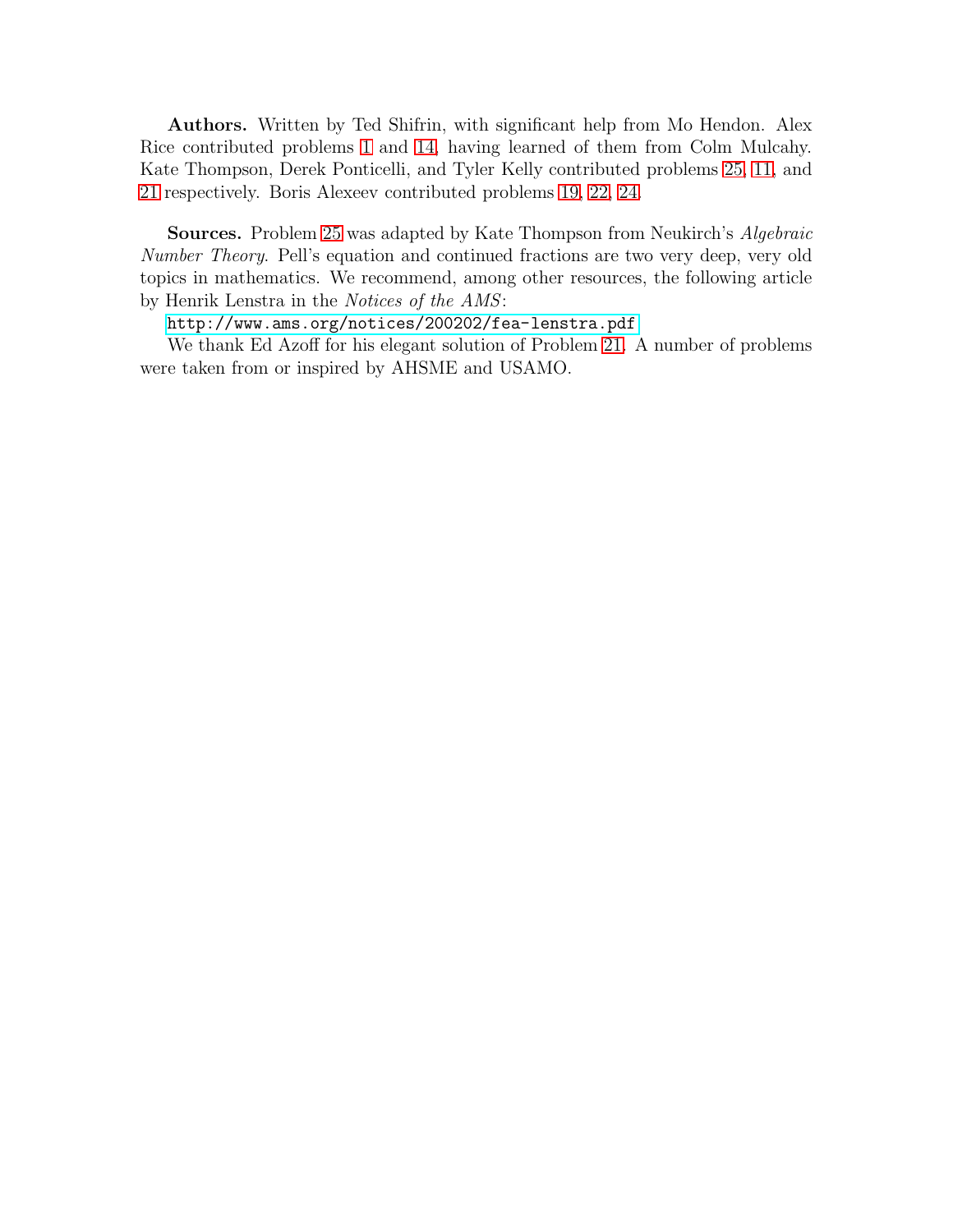**Authors.** Written by Ted Shifrin, with significant help from Mo Hendon. Alex Rice contributed problems 1 and 14, having learned of them from Colm Mulcahy. Kate Thompson, Derek Ponticelli, and Tyler Kelly contributed problems 25, 11, and 21 respectively. Boris Alexeev contributed problems 19, 22, 24.

**Sources.** Problem 25 was adapted by Kate Thompson from Neukirch's *Algebraic Number Theory*. Pell's equation and continued fractions are two very deep, very old topics in mathematics. We recommend, among other resources, the following article by Henrik Lenstra in the *Notices of the AMS*:

`http://www.ams.org/notices/200202/fea-lenstra.pdf`

We thank Ed Azoff for his elegant solution of Problem 21. A number of problems were taken from or inspired by AHSME and USAMO.